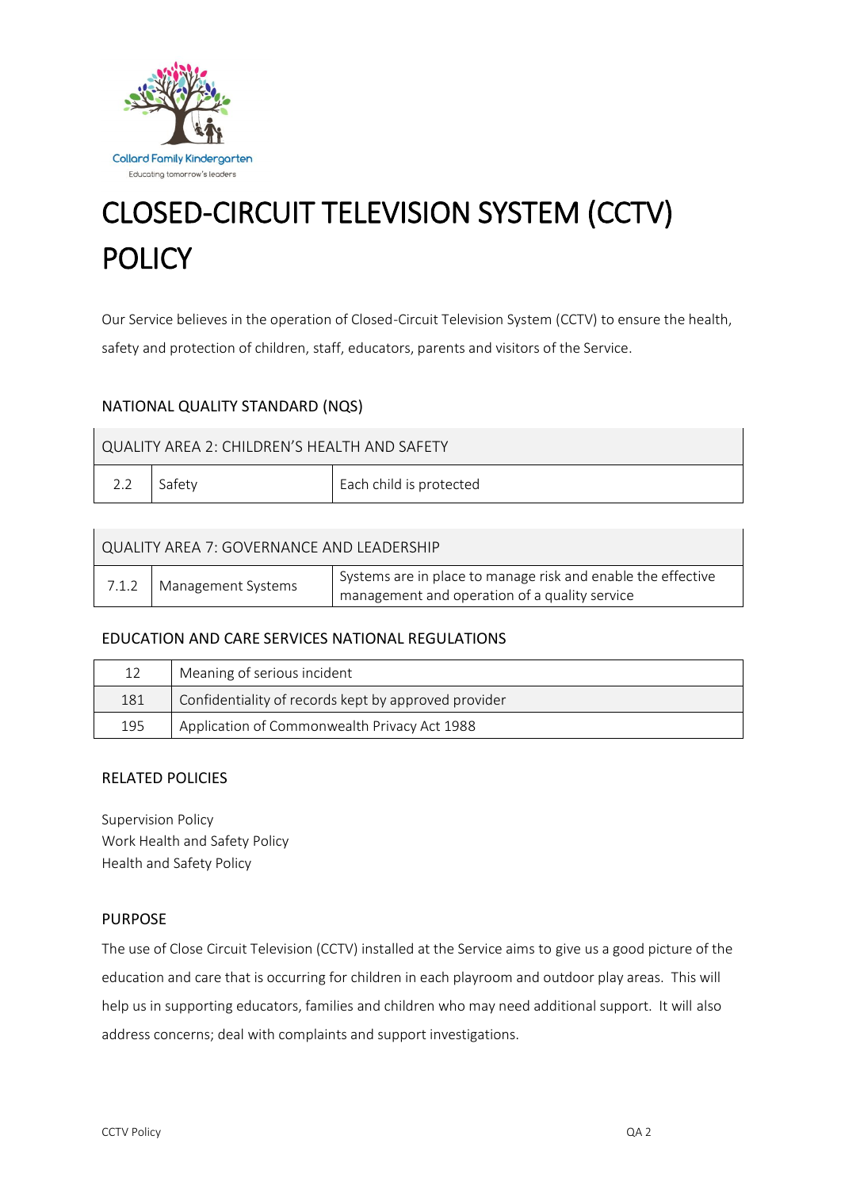Collard Family Kindergarten
Educating tomorrow's leaders

# CLOSED-CIRCUIT TELEVISION SYSTEM (CCTV) POLICY

Our Service believes in the operation of Closed-Circuit Television System (CCTV) to ensure the health, safety and protection of children, staff, educators, parents and visitors of the Service.

## NATIONAL QUALITY STANDARD (NQS)

| QUALITY AREA 2: CHILDREN'S HEALTH AND SAFETY | | |
|---|---|---|
| 2.2 | Safety | Each child is protected |

| QUALITY AREA 7: GOVERNANCE AND LEADERSHIP | | |
|---|---|---|
| 7.1.2 | Management Systems | Systems are in place to manage risk and enable the effective management and operation of a quality service |

## EDUCATION AND CARE SERVICES NATIONAL REGULATIONS

| | |
|---|---|
| 12 | Meaning of serious incident |
| 181 | Confidentiality of records kept by approved provider |
| 195 | Application of Commonwealth Privacy Act 1988 |

## RELATED POLICIES

Supervision Policy
Work Health and Safety Policy
Health and Safety Policy

## PURPOSE

The use of Close Circuit Television (CCTV) installed at the Service aims to give us a good picture of the education and care that is occurring for children in each playroom and outdoor play areas. This will help us in supporting educators, families and children who may need additional support. It will also address concerns; deal with complaints and support investigations.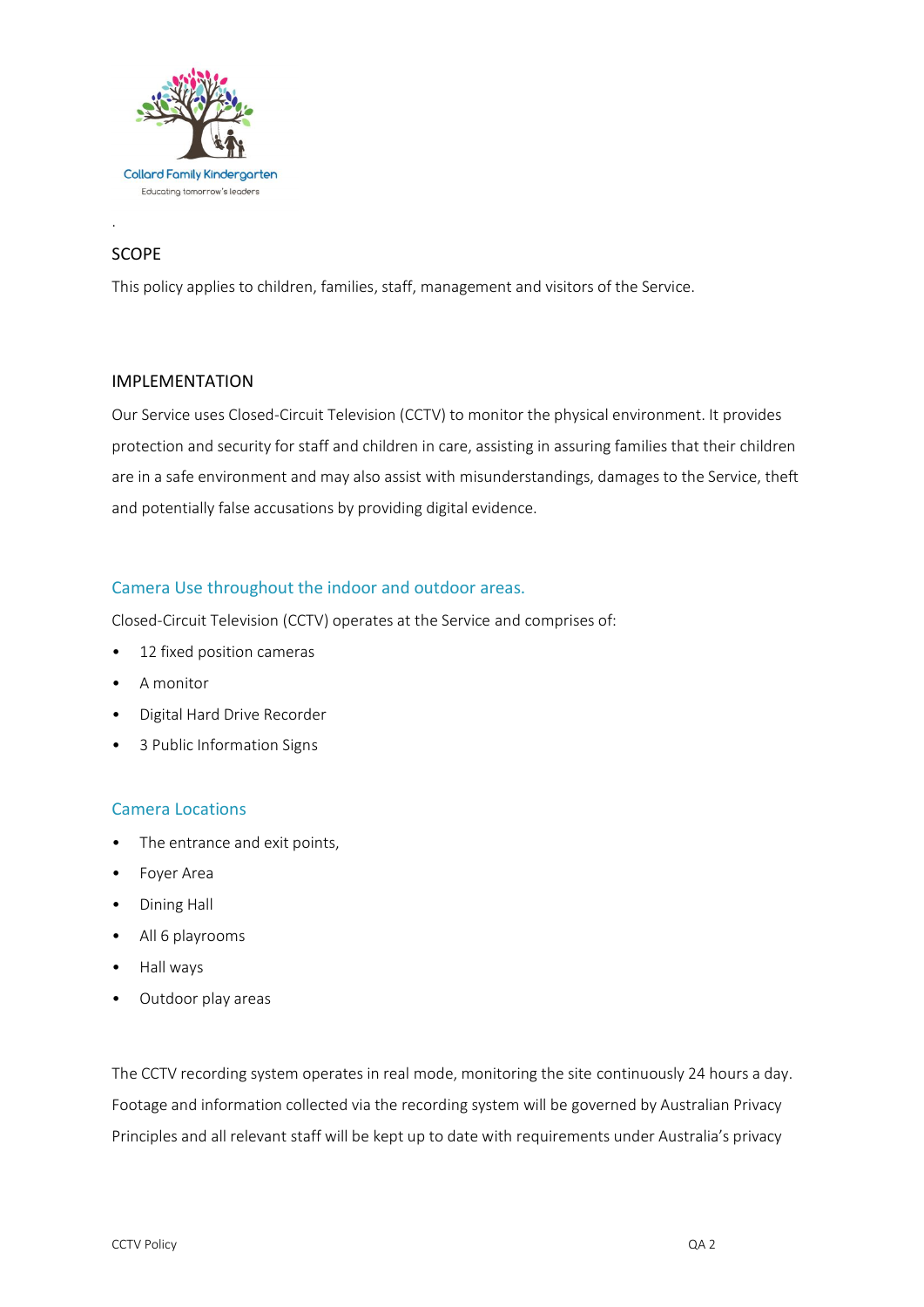.

## SCOPE

This policy applies to children, families, staff, management and visitors of the Service.

## IMPLEMENTATION

Our Service uses Closed-Circuit Television (CCTV) to monitor the physical environment. It provides protection and security for staff and children in care, assisting in assuring families that their children are in a safe environment and may also assist with misunderstandings, damages to the Service, theft and potentially false accusations by providing digital evidence.

### Camera Use throughout the indoor and outdoor areas.

Closed-Circuit Television (CCTV) operates at the Service and comprises of:

- 12 fixed position cameras
- A monitor
- Digital Hard Drive Recorder
- 3 Public Information Signs

### Camera Locations

- The entrance and exit points,
- Foyer Area
- Dining Hall
- All 6 playrooms
- Hall ways
- Outdoor play areas

The CCTV recording system operates in real mode, monitoring the site continuously 24 hours a day. Footage and information collected via the recording system will be governed by Australian Privacy Principles and all relevant staff will be kept up to date with requirements under Australia's privacy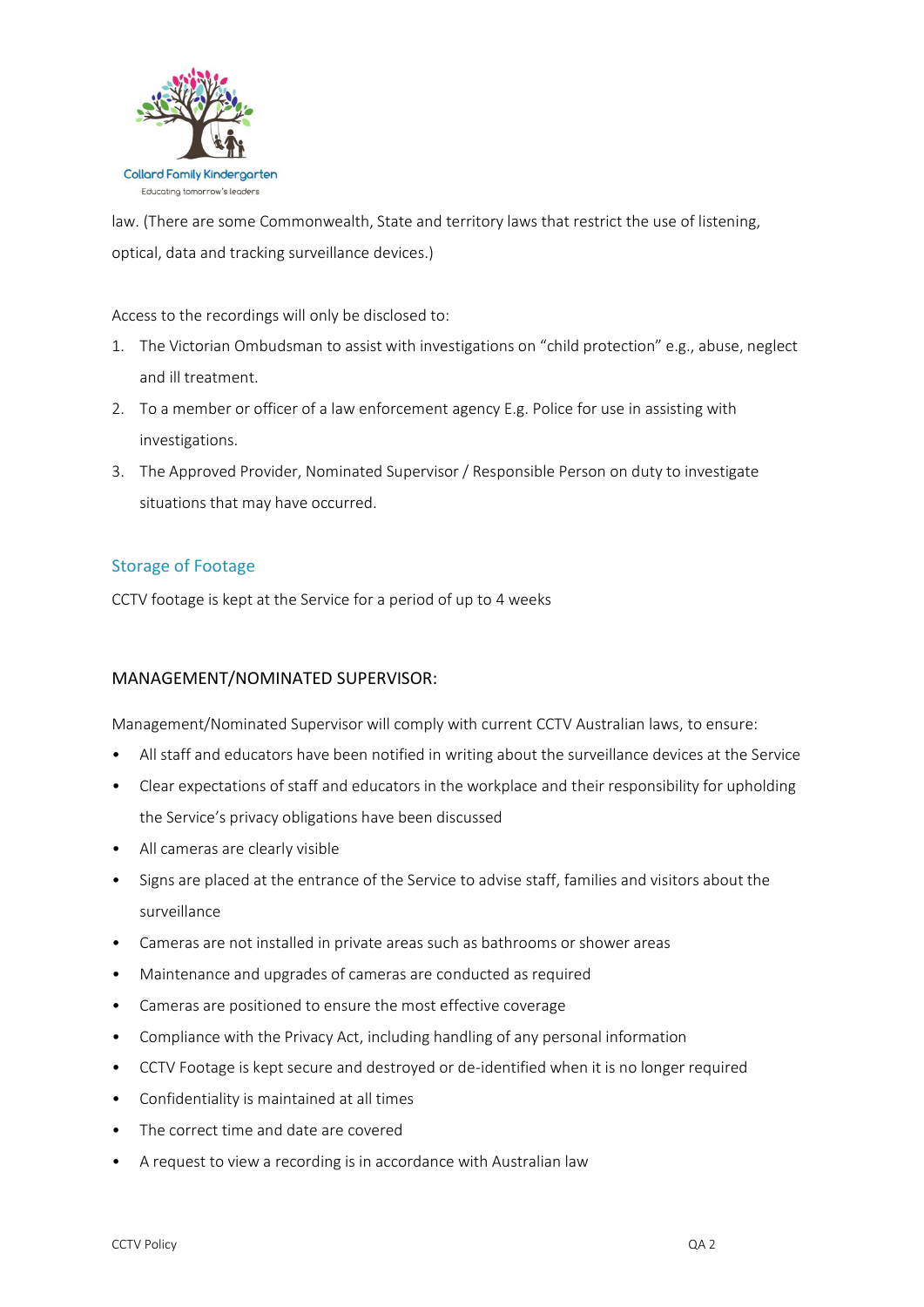law. (There are some Commonwealth, State and territory laws that restrict the use of listening, optical, data and tracking surveillance devices.)

Access to the recordings will only be disclosed to:

1. The Victorian Ombudsman to assist with investigations on "child protection" e.g., abuse, neglect and ill treatment.
2. To a member or officer of a law enforcement agency E.g. Police for use in assisting with investigations.
3. The Approved Provider, Nominated Supervisor / Responsible Person on duty to investigate situations that may have occurred.

## Storage of Footage

CCTV footage is kept at the Service for a period of up to 4 weeks

## MANAGEMENT/NOMINATED SUPERVISOR:

Management/Nominated Supervisor will comply with current CCTV Australian laws, to ensure:

- All staff and educators have been notified in writing about the surveillance devices at the Service
- Clear expectations of staff and educators in the workplace and their responsibility for upholding the Service's privacy obligations have been discussed
- All cameras are clearly visible
- Signs are placed at the entrance of the Service to advise staff, families and visitors about the surveillance
- Cameras are not installed in private areas such as bathrooms or shower areas
- Maintenance and upgrades of cameras are conducted as required
- Cameras are positioned to ensure the most effective coverage
- Compliance with the Privacy Act, including handling of any personal information
- CCTV Footage is kept secure and destroyed or de-identified when it is no longer required
- Confidentiality is maintained at all times
- The correct time and date are covered
- A request to view a recording is in accordance with Australian law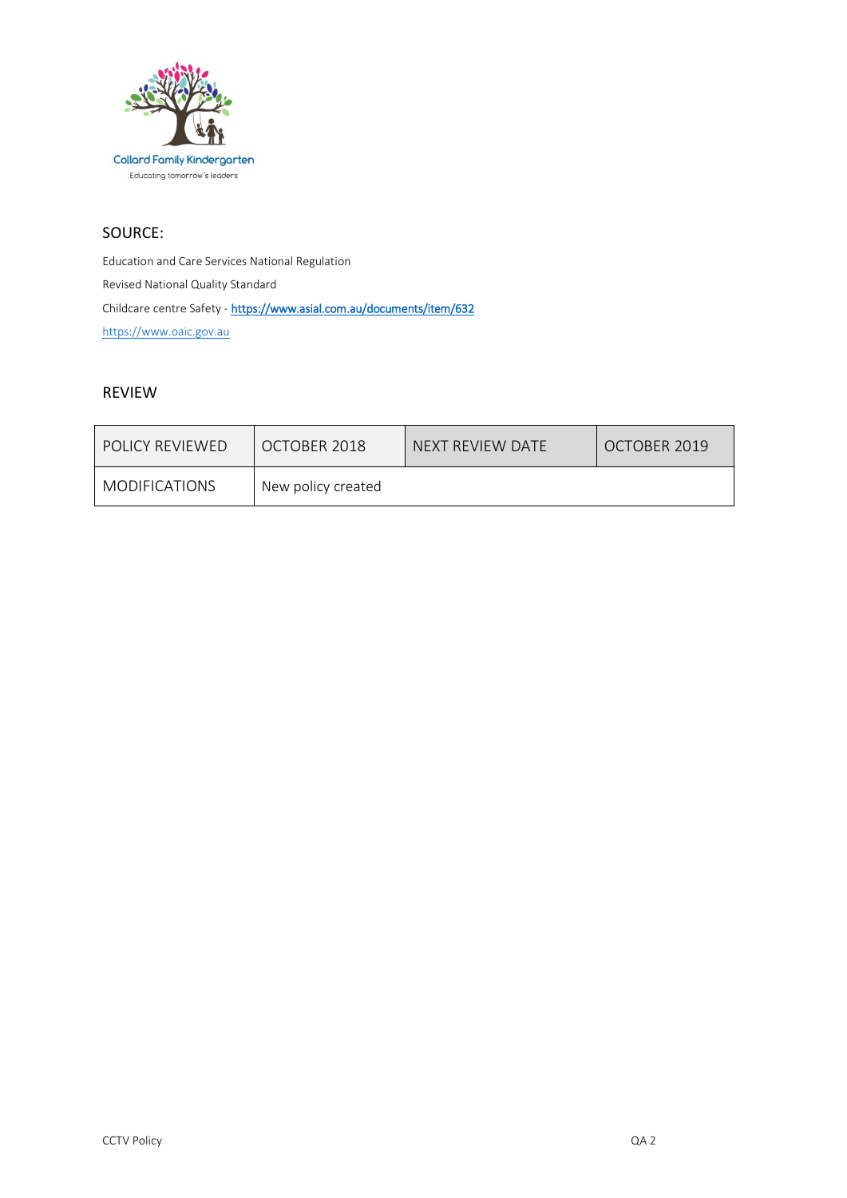Collard Family Kindergarten

Educating tomorrow's leaders

## SOURCE:

Education and Care Services National Regulation

Revised National Quality Standard

Childcare centre Safety - https://www.asial.com.au/documents/item/632

https://www.oaic.gov.au

## REVIEW

| | | | |
|---|---|---|---|
| POLICY REVIEWED | OCTOBER 2018 | NEXT REVIEW DATE | OCTOBER 2019 |
| MODIFICATIONS | New policy created | | |